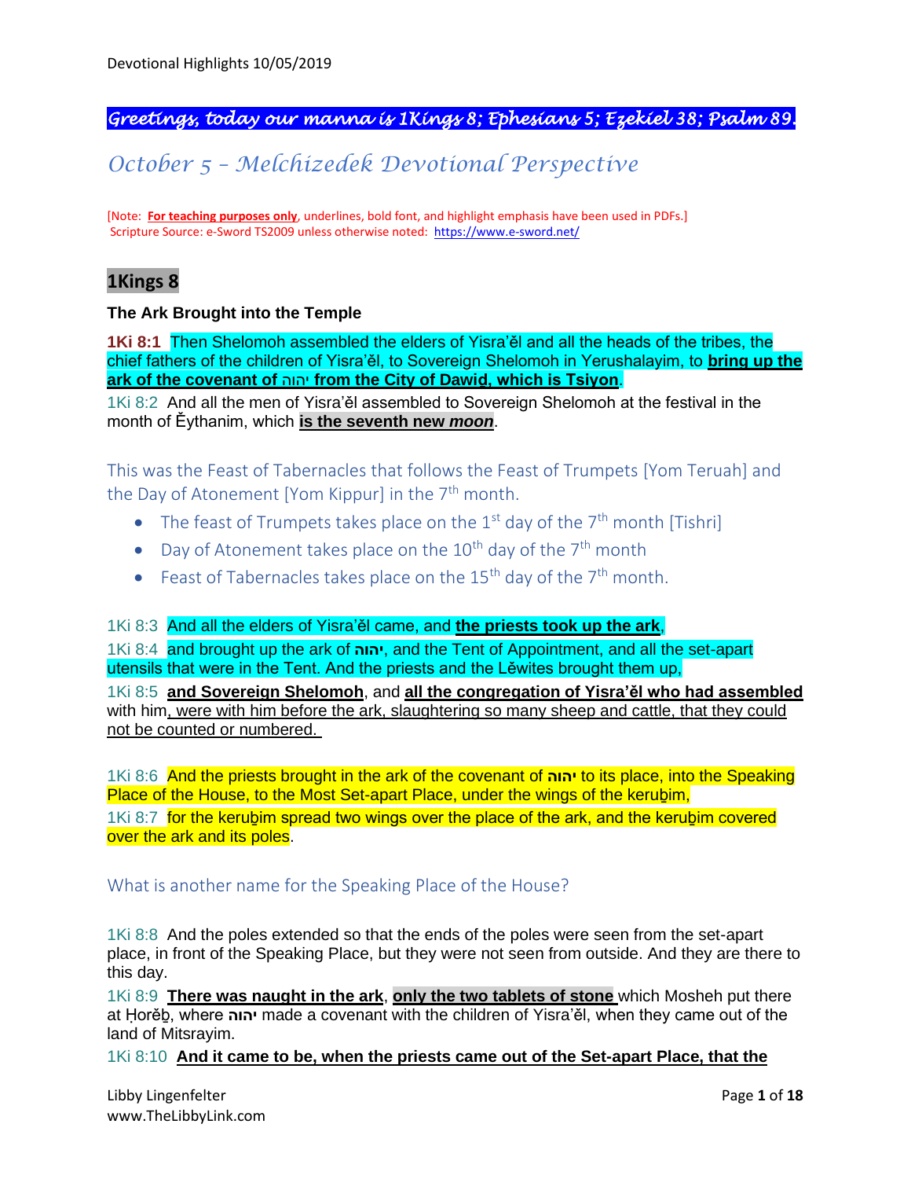***Greetings, today our manna is 1Kings 8; Ephesians 5; Ezekiel 38; Psalm 89.***

# *October 5 – Melchizedek Devotional Perspective*

[Note: **For teaching purposes only**, underlines, bold font, and highlight emphasis have been used in PDFs.]
Scripture Source: e-Sword TS2009 unless otherwise noted: https://www.e-sword.net/

## 1Kings 8

### The Ark Brought into the Temple

**1Ki 8:1** Then Shelomoh assembled the elders of Yisra'ěl and all the heads of the tribes, the chief fathers of the children of Yisra'ěl, to Sovereign Shelomoh in Yerushalayim, to **bring up the ark of the covenant of יהוה from the City of Dawid, which is Tsiyon**.

1Ki 8:2 And all the men of Yisra'ěl assembled to Sovereign Shelomoh at the festival in the month of Ěythanim, which **is the seventh new *moon***.

This was the Feast of Tabernacles that follows the Feast of Trumpets [Yom Teruah] and the Day of Atonement [Yom Kippur] in the 7th month.

- The feast of Trumpets takes place on the 1st day of the 7th month [Tishri]
- Day of Atonement takes place on the 10th day of the 7th month
- Feast of Tabernacles takes place on the 15th day of the 7th month.

1Ki 8:3 And all the elders of Yisra'ěl came, and **the priests took up the ark**,

1Ki 8:4 and brought up the ark of **יהוה**, and the Tent of Appointment, and all the set-apart utensils that were in the Tent. And the priests and the Lěwites brought them up,

1Ki 8:5 **and Sovereign Shelomoh**, and **all the congregation of Yisra'ěl who had assembled** with him, were with him before the ark, slaughtering so many sheep and cattle, that they could not be counted or numbered.

1Ki 8:6 And the priests brought in the ark of the covenant of **יהוה** to its place, into the Speaking Place of the House, to the Most Set-apart Place, under the wings of the keruḇim,

1Ki 8:7 for the keruḇim spread two wings over the place of the ark, and the keruḇim covered over the ark and its poles.

What is another name for the Speaking Place of the House?

1Ki 8:8 And the poles extended so that the ends of the poles were seen from the set-apart place, in front of the Speaking Place, but they were not seen from outside. And they are there to this day.

1Ki 8:9 **There was naught in the ark**, **only the two tablets of stone** which Mosheh put there at Ḥorěḇ, where **יהוה** made a covenant with the children of Yisra'ěl, when they came out of the land of Mitsrayim.

1Ki 8:10 **And it came to be, when the priests came out of the Set-apart Place, that the**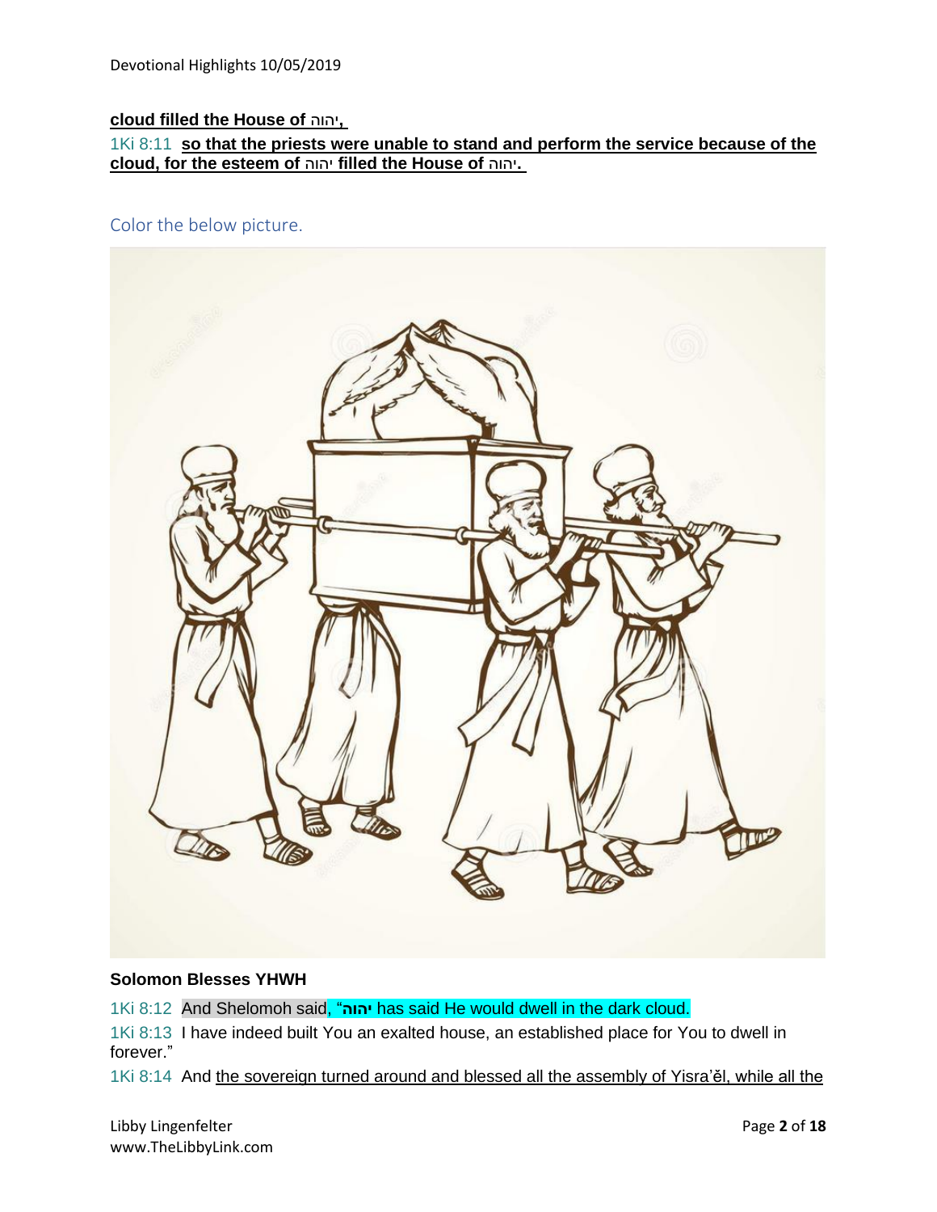**cloud filled the House of יהוה,**

1Ki 8:11 **so that the priests were unable to stand and perform the service because of the cloud, for the esteem of יהוה filled the House of יהוה.**

Color the below picture.

**Solomon Blesses YHWH**

1Ki 8:12 And Shelomoh said, "**יהוה** has said He would dwell in the dark cloud.

1Ki 8:13 I have indeed built You an exalted house, an established place for You to dwell in forever."

1Ki 8:14 And the sovereign turned around and blessed all the assembly of Yisra'ěl, while all the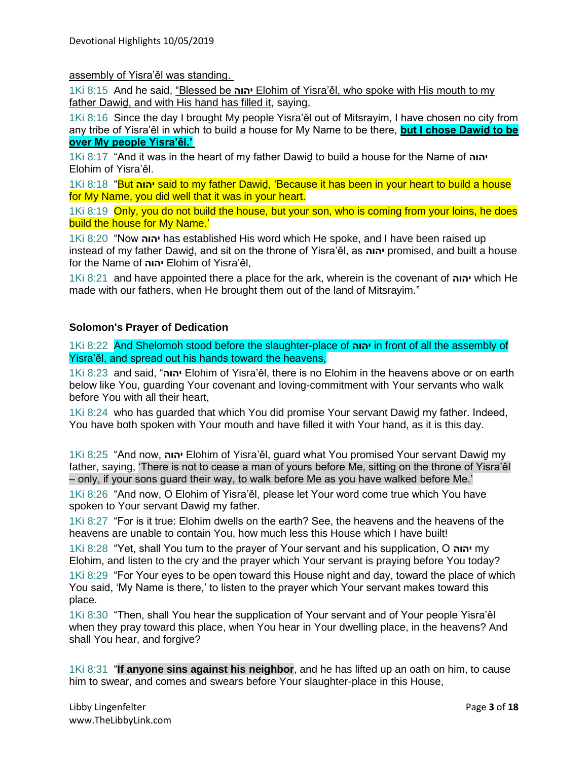assembly of Yisra'ěl was standing.

1Ki 8:15 And he said, "Blessed be יהוה Elohim of Yisra'ěl, who spoke with His mouth to my father Dawiḏ, and with His hand has filled it, saying,

1Ki 8:16 Since the day I brought My people Yisra'ěl out of Mitsrayim, I have chosen no city from any tribe of Yisra'ěl in which to build a house for My Name to be there, **but I chose Dawiḏ to be over My people Yisra'ěl.'**

1Ki 8:17 "And it was in the heart of my father Dawiḏ to build a house for the Name of יהוה Elohim of Yisra'ěl.

1Ki 8:18 "But יהוה said to my father Dawiḏ, 'Because it has been in your heart to build a house for My Name, you did well that it was in your heart.

1Ki 8:19 Only, you do not build the house, but your son, who is coming from your loins, he does build the house for My Name.'

1Ki 8:20 "Now יהוה has established His word which He spoke, and I have been raised up instead of my father Dawiḏ, and sit on the throne of Yisra'ěl, as יהוה promised, and built a house for the Name of יהוה Elohim of Yisra'ěl,

1Ki 8:21 and have appointed there a place for the ark, wherein is the covenant of יהוה which He made with our fathers, when He brought them out of the land of Mitsrayim."

**Solomon's Prayer of Dedication**

1Ki 8:22 And Shelomoh stood before the slaughter-place of יהוה in front of all the assembly of Yisra'ěl, and spread out his hands toward the heavens,

1Ki 8:23 and said, "יהוה Elohim of Yisra'ěl, there is no Elohim in the heavens above or on earth below like You, guarding Your covenant and loving-commitment with Your servants who walk before You with all their heart,

1Ki 8:24 who has guarded that which You did promise Your servant Dawiḏ my father. Indeed, You have both spoken with Your mouth and have filled it with Your hand, as it is this day.

1Ki 8:25 "And now, יהוה Elohim of Yisra'ěl, guard what You promised Your servant Dawiḏ my father, saying, 'There is not to cease a man of yours before Me, sitting on the throne of Yisra'ěl – only, if your sons guard their way, to walk before Me as you have walked before Me.'

1Ki 8:26 "And now, O Elohim of Yisra'ěl, please let Your word come true which You have spoken to Your servant Dawiḏ my father.

1Ki 8:27 "For is it true: Elohim dwells on the earth? See, the heavens and the heavens of the heavens are unable to contain You, how much less this House which I have built!

1Ki 8:28 "Yet, shall You turn to the prayer of Your servant and his supplication, O יהוה my Elohim, and listen to the cry and the prayer which Your servant is praying before You today?

1Ki 8:29 "For Your eyes to be open toward this House night and day, toward the place of which You said, 'My Name is there,' to listen to the prayer which Your servant makes toward this place.

1Ki 8:30 "Then, shall You hear the supplication of Your servant and of Your people Yisra'ěl when they pray toward this place, when You hear in Your dwelling place, in the heavens? And shall You hear, and forgive?

1Ki 8:31 "**If anyone sins against his neighbor**, and he has lifted up an oath on him, to cause him to swear, and comes and swears before Your slaughter-place in this House,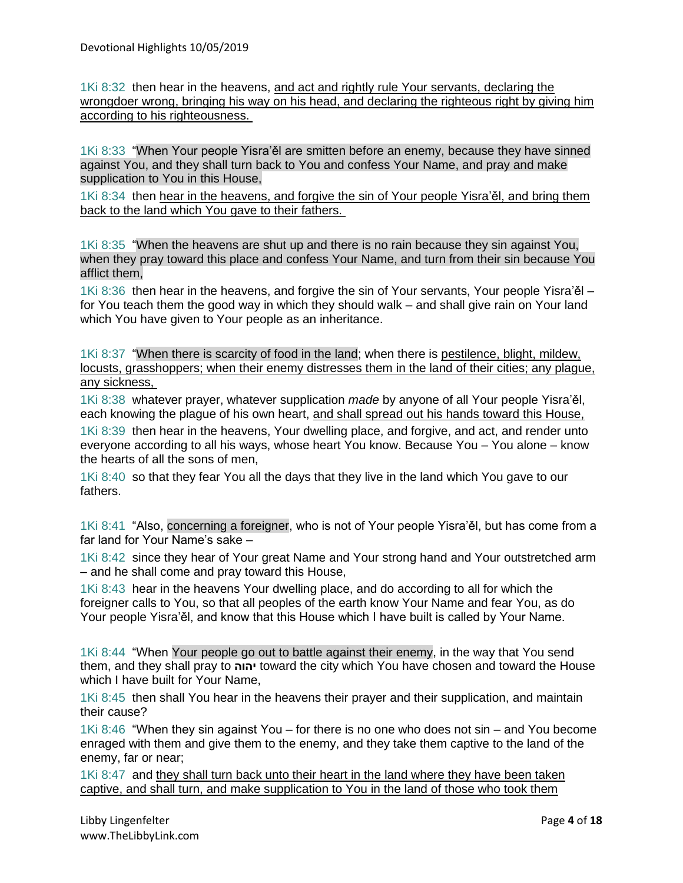1Ki 8:32 then hear in the heavens, <u>and act and rightly rule Your servants, declaring the wrongdoer wrong, bringing his way on his head, and declaring the righteous right by giving him according to his righteousness.</u>

1Ki 8:33 "When Your people Yisra'ěl are smitten before an enemy, because they have sinned against You, and they shall turn back to You and confess Your Name, and pray and make supplication to You in this House,

1Ki 8:34 then <u>hear in the heavens, and forgive the sin of Your people Yisra'ěl, and bring them back to the land which You gave to their fathers.</u>

1Ki 8:35 "When the heavens are shut up and there is no rain because they sin against You, when they pray toward this place and confess Your Name, and turn from their sin because You afflict them,

1Ki 8:36 then hear in the heavens, and forgive the sin of Your servants, Your people Yisra'ěl – for You teach them the good way in which they should walk – and shall give rain on Your land which You have given to Your people as an inheritance.

1Ki 8:37 "When there is scarcity of food in the land; when there is <u>pestilence, blight, mildew, locusts, grasshoppers; when their enemy distresses them in the land of their cities; any plague, any sickness,</u>

1Ki 8:38 whatever prayer, whatever supplication *made* by anyone of all Your people Yisra'ěl, each knowing the plague of his own heart, <u>and shall spread out his hands toward this House,</u>

1Ki 8:39 then hear in the heavens, Your dwelling place, and forgive, and act, and render unto everyone according to all his ways, whose heart You know. Because You – You alone – know the hearts of all the sons of men,

1Ki 8:40 so that they fear You all the days that they live in the land which You gave to our fathers.

1Ki 8:41 "Also, concerning a foreigner, who is not of Your people Yisra'ěl, but has come from a far land for Your Name's sake –

1Ki 8:42 since they hear of Your great Name and Your strong hand and Your outstretched arm – and he shall come and pray toward this House,

1Ki 8:43 hear in the heavens Your dwelling place, and do according to all for which the foreigner calls to You, so that all peoples of the earth know Your Name and fear You, as do Your people Yisra'ěl, and know that this House which I have built is called by Your Name.

1Ki 8:44 "When Your people go out to battle against their enemy, in the way that You send them, and they shall pray to **יהוה** toward the city which You have chosen and toward the House which I have built for Your Name,

1Ki 8:45 then shall You hear in the heavens their prayer and their supplication, and maintain their cause?

1Ki 8:46 "When they sin against You – for there is no one who does not sin – and You become enraged with them and give them to the enemy, and they take them captive to the land of the enemy, far or near;

1Ki 8:47 and <u>they shall turn back unto their heart in the land where they have been taken captive, and shall turn, and make supplication to You in the land of those who took them</u>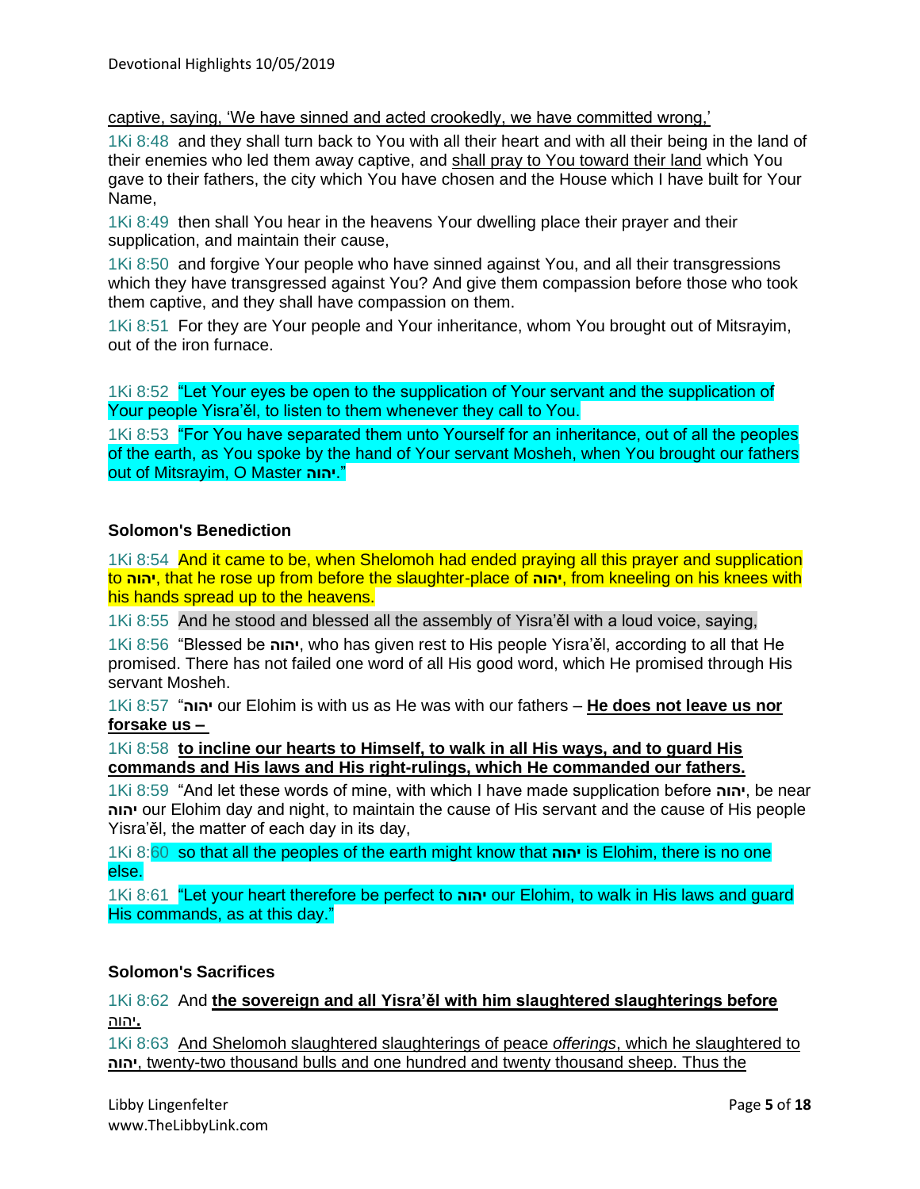captive, saying, 'We have sinned and acted crookedly, we have committed wrong,'

1Ki 8:48 and they shall turn back to You with all their heart and with all their being in the land of their enemies who led them away captive, and shall pray to You toward their land which You gave to their fathers, the city which You have chosen and the House which I have built for Your Name,

1Ki 8:49 then shall You hear in the heavens Your dwelling place their prayer and their supplication, and maintain their cause,

1Ki 8:50 and forgive Your people who have sinned against You, and all their transgressions which they have transgressed against You? And give them compassion before those who took them captive, and they shall have compassion on them.

1Ki 8:51 For they are Your people and Your inheritance, whom You brought out of Mitsrayim, out of the iron furnace.

1Ki 8:52 "Let Your eyes be open to the supplication of Your servant and the supplication of Your people Yisra'ěl, to listen to them whenever they call to You.

1Ki 8:53 "For You have separated them unto Yourself for an inheritance, out of all the peoples of the earth, as You spoke by the hand of Your servant Mosheh, when You brought our fathers out of Mitsrayim, O Master **יהוה**."

### Solomon's Benediction

1Ki 8:54 And it came to be, when Shelomoh had ended praying all this prayer and supplication to **יהוה**, that he rose up from before the slaughter-place of **יהוה**, from kneeling on his knees with his hands spread up to the heavens.

1Ki 8:55 And he stood and blessed all the assembly of Yisra'ěl with a loud voice, saying,

1Ki 8:56 "Blessed be **יהוה**, who has given rest to His people Yisra'ěl, according to all that He promised. There has not failed one word of all His good word, which He promised through His servant Mosheh.

1Ki 8:57 "**יהוה** our Elohim is with us as He was with our fathers – **He does not leave us nor forsake us –**

1Ki 8:58 **to incline our hearts to Himself, to walk in all His ways, and to guard His commands and His laws and His right-rulings, which He commanded our fathers.**

1Ki 8:59 "And let these words of mine, with which I have made supplication before **יהוה**, be near **יהוה** our Elohim day and night, to maintain the cause of His servant and the cause of His people Yisra'ěl, the matter of each day in its day,

1Ki 8:60 so that all the peoples of the earth might know that **יהוה** is Elohim, there is no one else.

1Ki 8:61 "Let your heart therefore be perfect to **יהוה** our Elohim, to walk in His laws and guard His commands, as at this day."

### Solomon's Sacrifices

1Ki 8:62 And **the sovereign and all Yisra'ěl with him slaughtered slaughterings before יהוה.**

1Ki 8:63 And Shelomoh slaughtered slaughterings of peace *offerings*, which he slaughtered to **יהוה**, twenty-two thousand bulls and one hundred and twenty thousand sheep. Thus the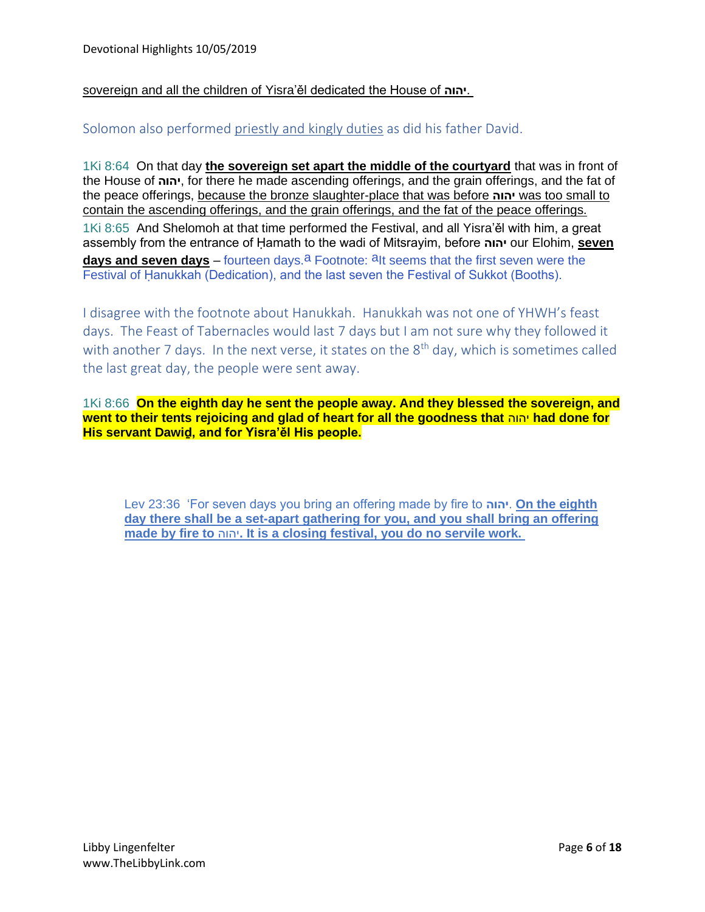sovereign and all the children of Yisra'ěl dedicated the House of יהוה.

Solomon also performed priestly and kingly duties as did his father David.

1Ki 8:64 On that day **the sovereign set apart the middle of the courtyard** that was in front of the House of **יהוה**, for there he made ascending offerings, and the grain offerings, and the fat of the peace offerings, because the bronze slaughter-place that was before **יהוה** was too small to contain the ascending offerings, and the grain offerings, and the fat of the peace offerings.

1Ki 8:65 And Shelomoh at that time performed the Festival, and all Yisra'ěl with him, a great assembly from the entrance of Ḥamath to the wadi of Mitsrayim, before **יהוה** our Elohim, **seven days and seven days** – fourteen days.[a] Footnote: [a]It seems that the first seven were the Festival of Ḥanukkah (Dedication), and the last seven the Festival of Sukkot (Booths).

I disagree with the footnote about Hanukkah. Hanukkah was not one of YHWH's feast days. The Feast of Tabernacles would last 7 days but I am not sure why they followed it with another 7 days. In the next verse, it states on the 8th day, which is sometimes called the last great day, the people were sent away.

1Ki 8:66 **On the eighth day he sent the people away. And they blessed the sovereign, and went to their tents rejoicing and glad of heart for all the goodness that יהוה had done for His servant Dawiḏ, and for Yisra'ěl His people.**

> Lev 23:36 'For seven days you bring an offering made by fire to **יהוה**. **On the eighth day there shall be a set-apart gathering for you, and you shall bring an offering made by fire to יהוה. It is a closing festival, you do no servile work.**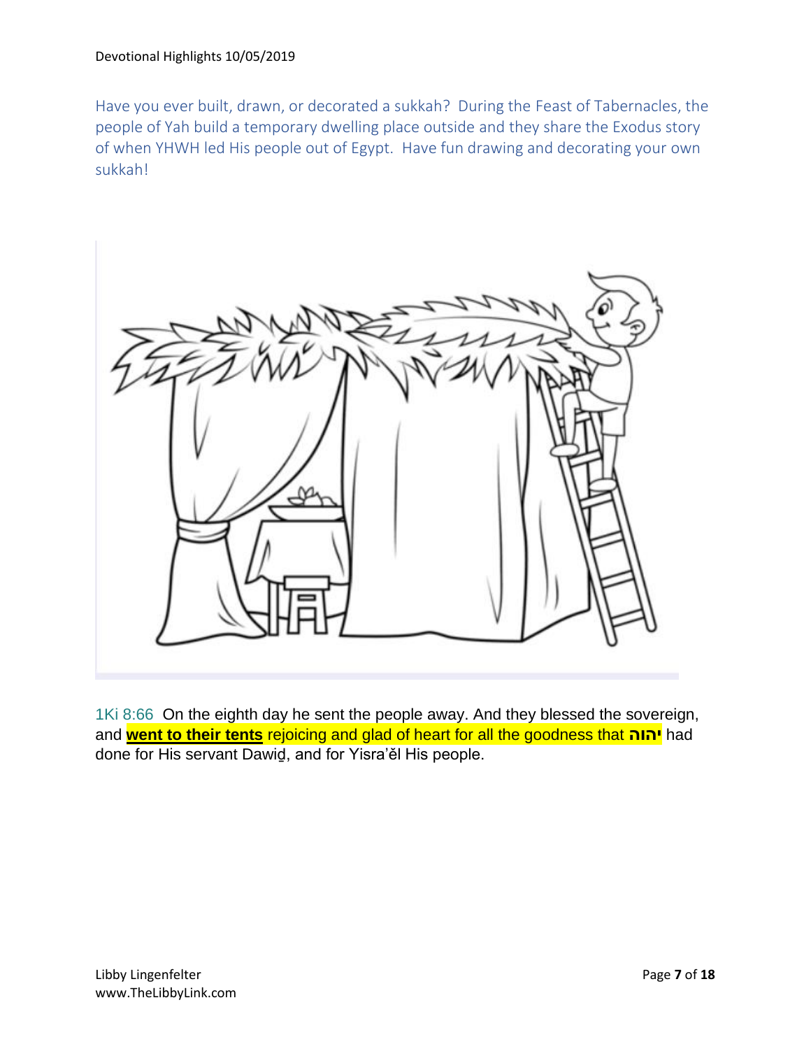Have you ever built, drawn, or decorated a sukkah? During the Feast of Tabernacles, the people of Yah build a temporary dwelling place outside and they share the Exodus story of when YHWH led His people out of Egypt. Have fun drawing and decorating your own sukkah!

1Ki 8:66 On the eighth day he sent the people away. And they blessed the sovereign, and **went to their tents** rejoicing and glad of heart for all the goodness that **יהוה** had done for His servant Dawiḏ, and for Yisra'ěl His people.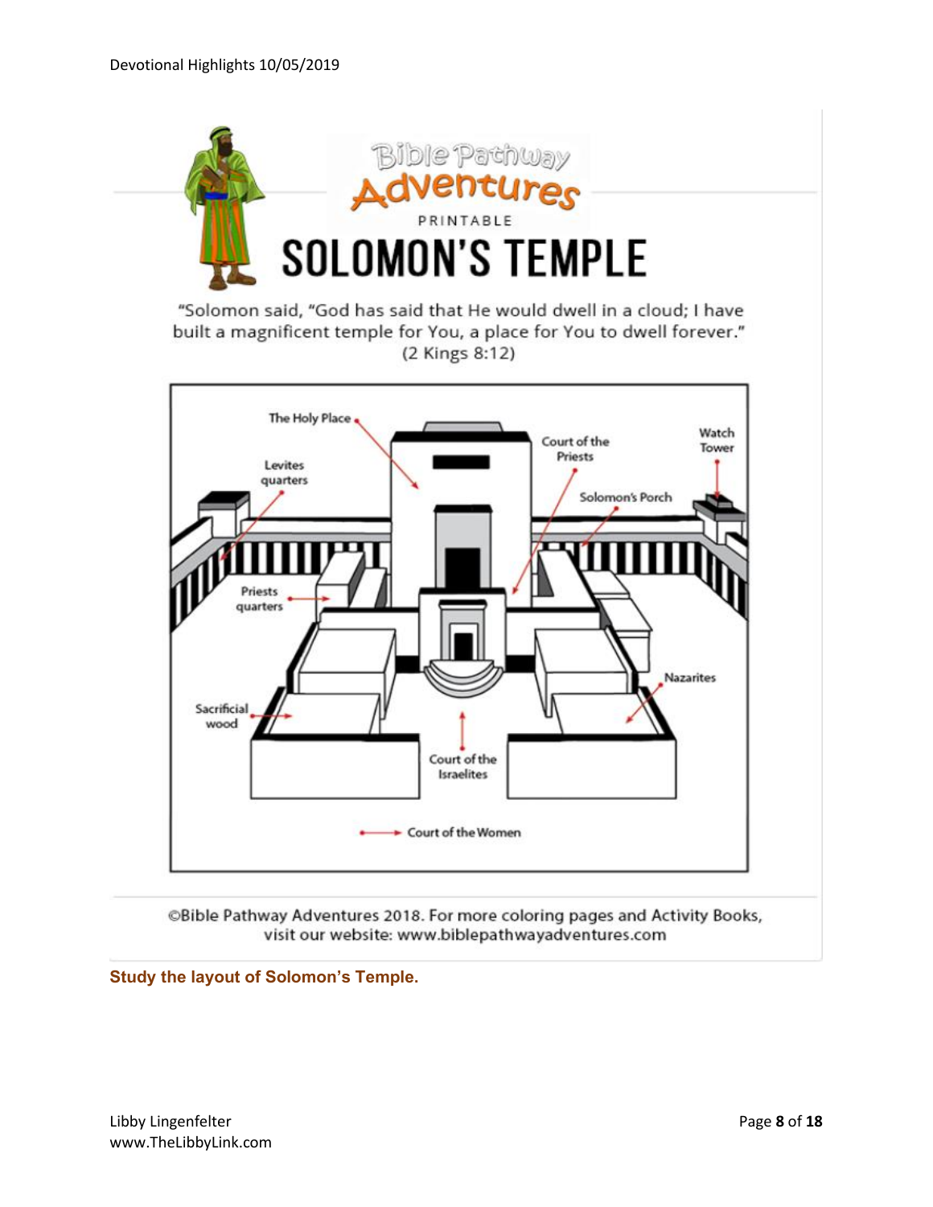Bible Pathway Adventures

PRINTABLE

# SOLOMON'S TEMPLE

"Solomon said, "God has said that He would dwell in a cloud; I have built a magnificent temple for You, a place for You to dwell forever." (2 Kings 8:12)

The Holy Place

Levites quarters

Court of the Priests

Watch Tower

Solomon's Porch

Priests quarters

Nazarites

Sacrificial wood

Court of the Israelites

Court of the Women

©Bible Pathway Adventures 2018. For more coloring pages and Activity Books, visit our website: www.biblepathwayadventures.com

**Study the layout of Solomon's Temple.**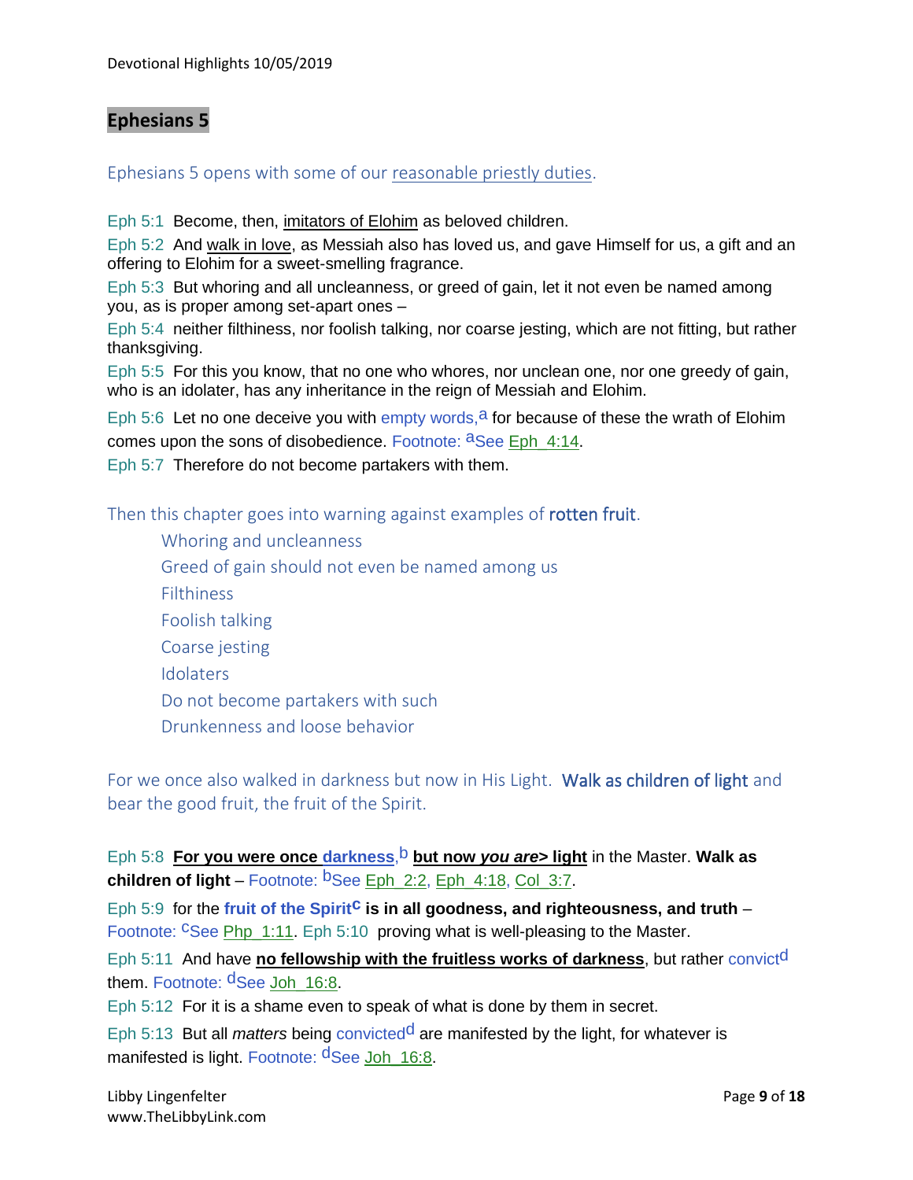## Ephesians 5

Ephesians 5 opens with some of our reasonable priestly duties.

Eph 5:1 Become, then, imitators of Elohim as beloved children.

Eph 5:2 And walk in love, as Messiah also has loved us, and gave Himself for us, a gift and an offering to Elohim for a sweet-smelling fragrance.

Eph 5:3 But whoring and all uncleanness, or greed of gain, let it not even be named among you, as is proper among set-apart ones –

Eph 5:4 neither filthiness, nor foolish talking, nor coarse jesting, which are not fitting, but rather thanksgiving.

Eph 5:5 For this you know, that no one who whores, nor unclean one, nor one greedy of gain, who is an idolater, has any inheritance in the reign of Messiah and Elohim.

Eph 5:6 Let no one deceive you with empty words,[a] for because of these the wrath of Elohim comes upon the sons of disobedience. Footnote: [a]See Eph_4:14.

Eph 5:7 Therefore do not become partakers with them.

Then this chapter goes into warning against examples of rotten fruit.

- Whoring and uncleanness
- Greed of gain should not even be named among us
- Filthiness
- Foolish talking
- Coarse jesting
- Idolaters
- Do not become partakers with such
- Drunkenness and loose behavior

For we once also walked in darkness but now in His Light. Walk as children of light and bear the good fruit, the fruit of the Spirit.

Eph 5:8 **For you were once darkness,[b] but now *you are*> light** in the Master. **Walk as children of light** – Footnote: [b]See Eph_2:2, Eph_4:18, Col_3:7.

Eph 5:9 for the **fruit of the Spirit[c] is in all goodness, and righteousness, and truth** – Footnote: [c]See Php_1:11. Eph 5:10 proving what is well-pleasing to the Master.

Eph 5:11 And have **no fellowship with the fruitless works of darkness**, but rather convict[d] them. Footnote: [d]See Joh_16:8.

Eph 5:12 For it is a shame even to speak of what is done by them in secret.

Eph 5:13 But all *matters* being convicted[d] are manifested by the light, for whatever is manifested is light. Footnote: [d]See Joh_16:8.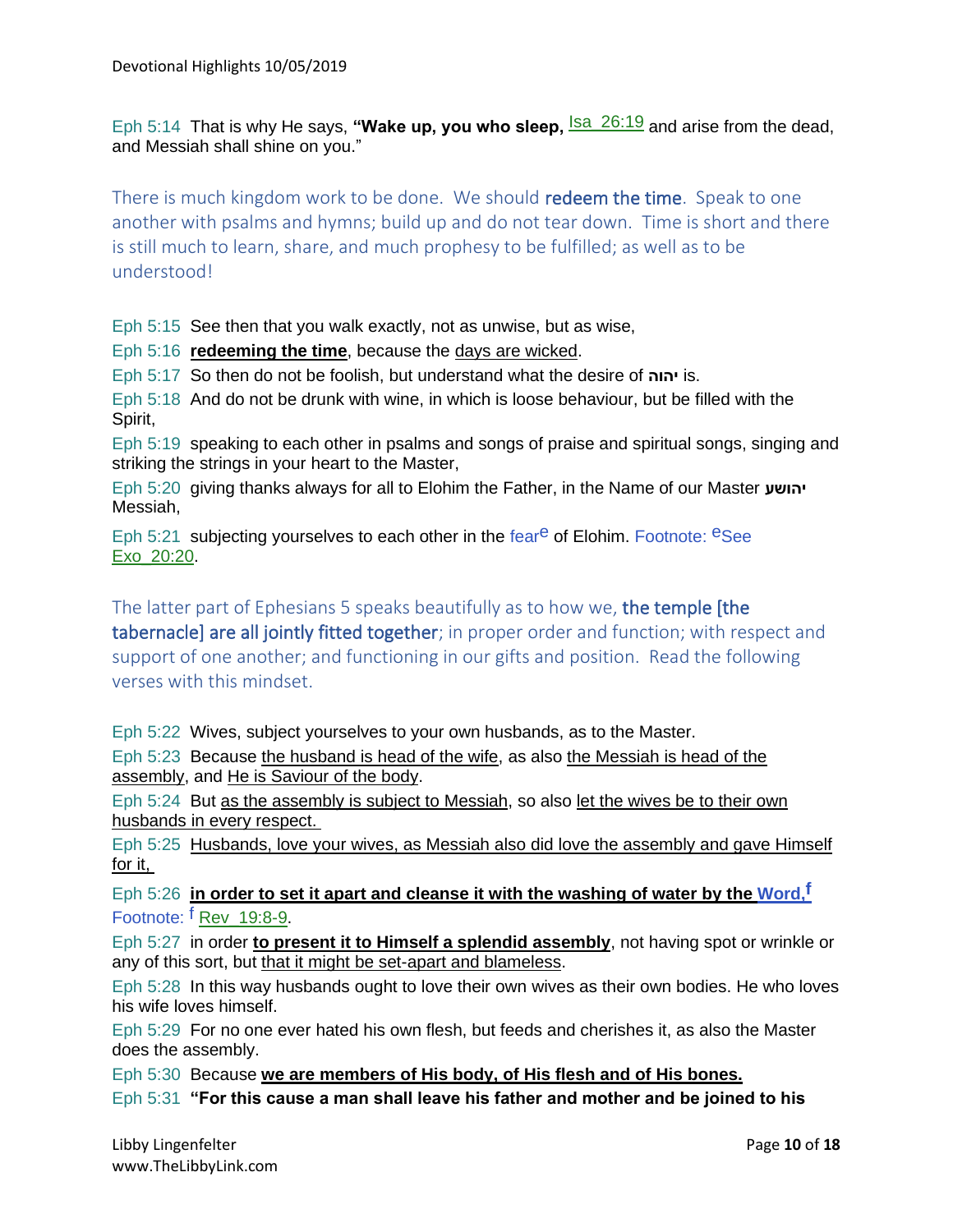Eph 5:14 That is why He says, **"Wake up, you who sleep,** Isa_26:19 and arise from the dead, and Messiah shall shine on you."

There is much kingdom work to be done. We should redeem the time. Speak to one another with psalms and hymns; build up and do not tear down. Time is short and there is still much to learn, share, and much prophesy to be fulfilled; as well as to be understood!

Eph 5:15 See then that you walk exactly, not as unwise, but as wise,

Eph 5:16 **redeeming the time**, because the days are wicked.

Eph 5:17 So then do not be foolish, but understand what the desire of **יהוה** is.

Eph 5:18 And do not be drunk with wine, in which is loose behaviour, but be filled with the Spirit,

Eph 5:19 speaking to each other in psalms and songs of praise and spiritual songs, singing and striking the strings in your heart to the Master,

Eph 5:20 giving thanks always for all to Elohim the Father, in the Name of our Master **יהושע** Messiah,

Eph 5:21 subjecting yourselves to each other in the fear[e] of Elohim. Footnote: [e]See Exo_20:20.

The latter part of Ephesians 5 speaks beautifully as to how we, the temple [the tabernacle] are all jointly fitted together; in proper order and function; with respect and support of one another; and functioning in our gifts and position. Read the following verses with this mindset.

Eph 5:22 Wives, subject yourselves to your own husbands, as to the Master.

Eph 5:23 Because the husband is head of the wife, as also the Messiah is head of the assembly, and He is Saviour of the body.

Eph 5:24 But as the assembly is subject to Messiah, so also let the wives be to their own husbands in every respect.

Eph 5:25 Husbands, love your wives, as Messiah also did love the assembly and gave Himself for it,

Eph 5:26 **in order to set it apart and cleanse it with the washing of water by the Word,[f]** Footnote: [f] Rev_19:8-9.

Eph 5:27 in order **to present it to Himself a splendid assembly**, not having spot or wrinkle or any of this sort, but that it might be set-apart and blameless.

Eph 5:28 In this way husbands ought to love their own wives as their own bodies. He who loves his wife loves himself.

Eph 5:29 For no one ever hated his own flesh, but feeds and cherishes it, as also the Master does the assembly.

Eph 5:30 Because **we are members of His body, of His flesh and of His bones.**

Eph 5:31 **"For this cause a man shall leave his father and mother and be joined to his**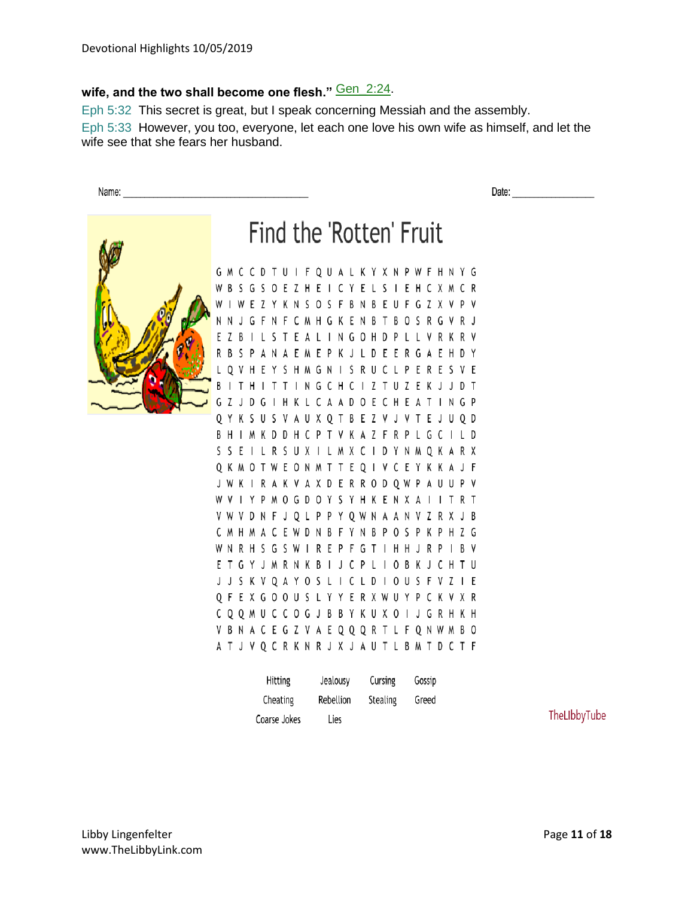**wife, and the two shall become one flesh."** Gen 2:24.

Eph 5:32 This secret is great, but I speak concerning Messiah and the assembly.

Eph 5:33 However, you too, everyone, let each one love his own wife as himself, and let the wife see that she fears her husband.

Name: ______________________________ Date: ______________

# Find the 'Rotten' Fruit

```
G M C C D T U I F Q U A L K Y X N P W F H N Y G
W B S G S O E Z H E I C Y E L S I E H C X M C R
W I W E Z Y K N S O S F B N B E U F G Z X V P V
N N J G F N F C M H G K E N B T B O S R G V R J
E Z B I L S T E A L I N G O H D P L L V R K R V
R B S P A N A E M E P K J L D E E R G A E H D Y
L Q V H E Y S H M G N I S R U C L P E R E S V E
B I T H I T T I N G C H C I Z T U Z E K J J D T
G Z J D G I H K L C A A D O E C H E A T I N G P
Q Y K S U S V A U X Q T B E Z V J V T E J U Q D
B H I M K D D H C P T V K A Z F R P L G C I L D
S S E I L R S U X I L M X C I D Y N M Q K A R X
Q K M O T W E O N M T T E Q I V C E Y K K A J F
J W K I R A K V A X D E R R O D Q W P A U U P V
W V I Y P M O G D O Y S Y H K E N X A I I T R T
V W V D N F J Q L P P Y Q W N A A N V Z R X J B
C M H M A C E W D N B F Y N B P O S P K P H Z G
W N R H S G S W I R E P F G T I H H J R P I B V
E T G Y J M R N K B I J C P L I O B K J C H T U
J J S K V Q A Y O S L I C L D I O U S F V Z I E
Q F E X G O O U S L Y Y E R X W U Y P C K V X R
C Q Q M U C C O G J B B Y K U X O I J G R H K H
V B N A C E G Z V A E Q Q Q R T L F Q N W M B O
A T J V Q C R K N R J X J A U T L B M T D C T F
```

| | | | |
|---|---|---|---|
| Hitting | Jealousy | Cursing | Gossip |
| Cheating | Rebellion | Stealing | Greed |
| Coarse Jokes | Lies | | |

TheLibbyTube

Libby Lingenfelter
www.TheLibbyLink.com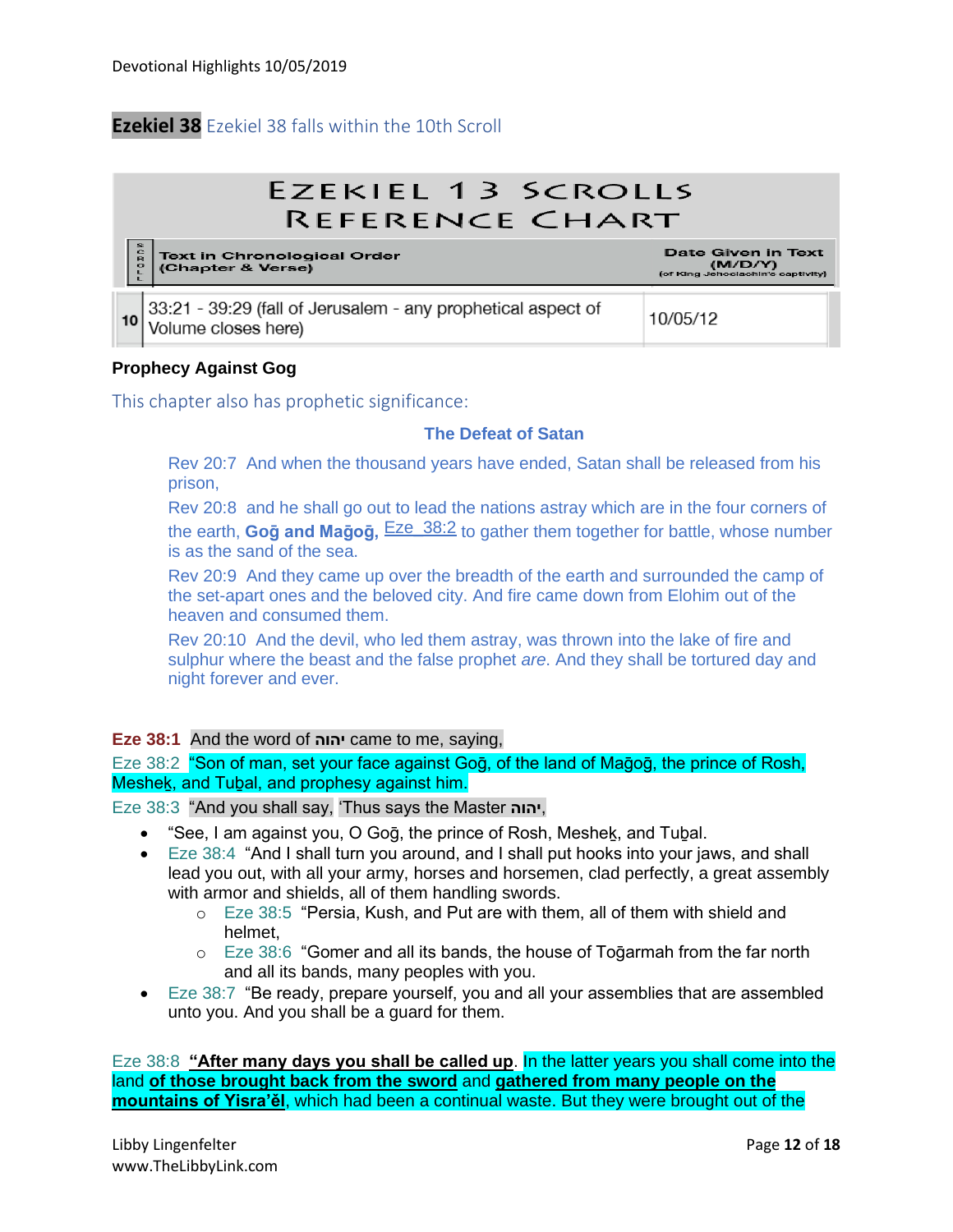Devotional Highlights 10/05/2019

**Ezekiel 38** Ezekiel 38 falls within the 10th Scroll

| EZEKIEL 13 SCROLLS REFERENCE CHART | | |
|---|---|---|
| SCROLL | Text in Chronological Order (Chapter & Verse) | Date Given in Text (M/D/Y) (of King Jehoiachin's captivity) |
| 10 | 33:21 - 39:29 (fall of Jerusalem - any prophetical aspect of Volume closes here) | 10/05/12 |

**Prophecy Against Gog**

This chapter also has prophetic significance:

**The Defeat of Satan**

Rev 20:7 And when the thousand years have ended, Satan shall be released from his prison,

Rev 20:8 and he shall go out to lead the nations astray which are in the four corners of the earth, **Goḡ and Maḡoḡ,** Eze 38:2 to gather them together for battle, whose number is as the sand of the sea.

Rev 20:9 And they came up over the breadth of the earth and surrounded the camp of the set-apart ones and the beloved city. And fire came down from Elohim out of the heaven and consumed them.

Rev 20:10 And the devil, who led them astray, was thrown into the lake of fire and sulphur where the beast and the false prophet *are*. And they shall be tortured day and night forever and ever.

**Eze 38:1** And the word of יהוה came to me, saying,

Eze 38:2 "Son of man, set your face against Goḡ, of the land of Maḡoḡ, the prince of Rosh, Mesheḵ, and Tuḇal, and prophesy against him.

Eze 38:3 "And you shall say, 'Thus says the Master יהוה,

- "See, I am against you, O Goḡ, the prince of Rosh, Mesheḵ, and Tuḇal.
- Eze 38:4 "And I shall turn you around, and I shall put hooks into your jaws, and shall lead you out, with all your army, horses and horsemen, clad perfectly, a great assembly with armor and shields, all of them handling swords.
  - Eze 38:5 "Persia, Kush, and Put are with them, all of them with shield and helmet,
  - Eze 38:6 "Gomer and all its bands, the house of Toḡarmah from the far north and all its bands, many peoples with you.
- Eze 38:7 "Be ready, prepare yourself, you and all your assemblies that are assembled unto you. And you shall be a guard for them.

Eze 38:8 **"After many days you shall be called up**. In the latter years you shall come into the land **of those brought back from the sword** and **gathered from many people on the mountains of Yisra'ěl**, which had been a continual waste. But they were brought out of the

Libby Lingenfelter
www.TheLibbyLink.com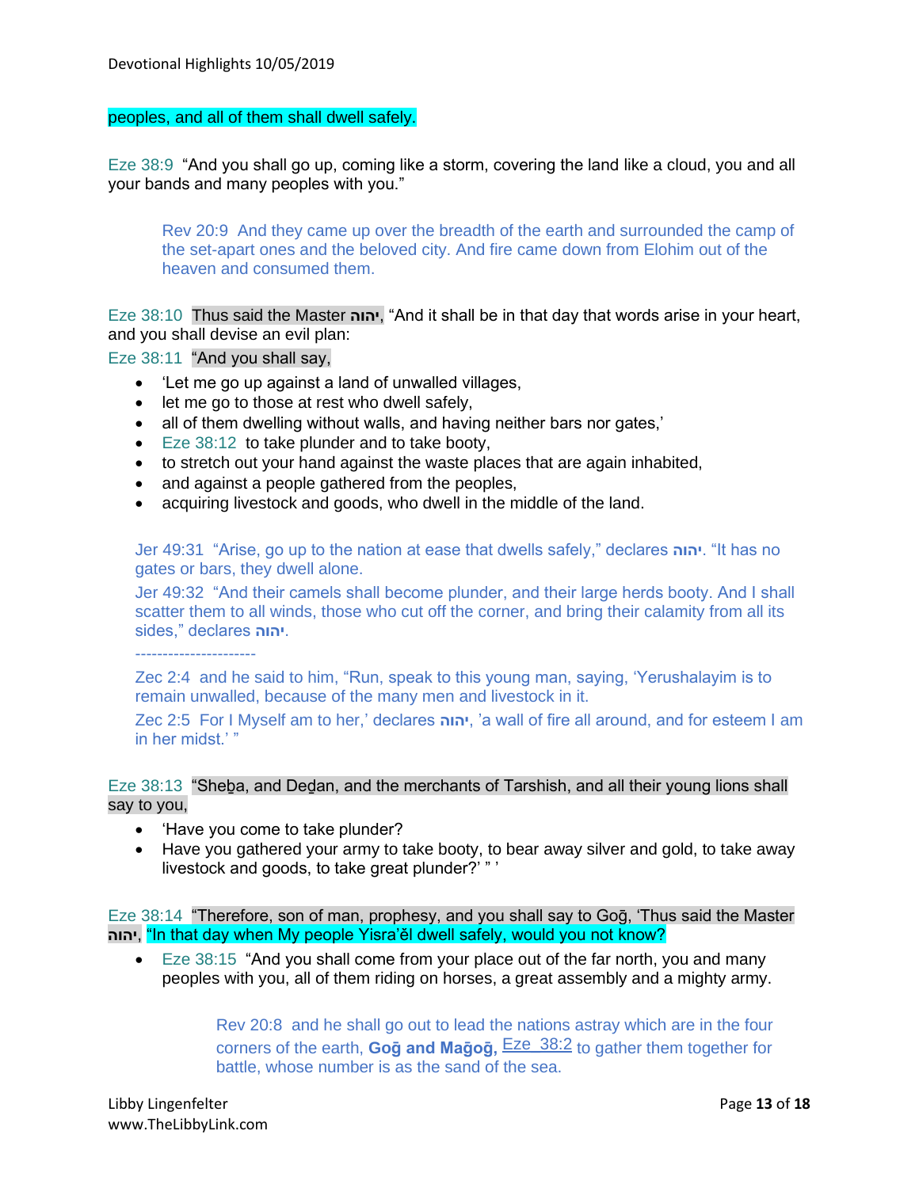peoples, and all of them shall dwell safely.

Eze 38:9 "And you shall go up, coming like a storm, covering the land like a cloud, you and all your bands and many peoples with you."

> Rev 20:9 And they came up over the breadth of the earth and surrounded the camp of the set-apart ones and the beloved city. And fire came down from Elohim out of the heaven and consumed them.

Eze 38:10 Thus said the Master **יהוה**, "And it shall be in that day that words arise in your heart, and you shall devise an evil plan:

Eze 38:11 "And you shall say,

- 'Let me go up against a land of unwalled villages,
- let me go to those at rest who dwell safely,
- all of them dwelling without walls, and having neither bars nor gates,'
- Eze 38:12 to take plunder and to take booty,
- to stretch out your hand against the waste places that are again inhabited,
- and against a people gathered from the peoples,
- acquiring livestock and goods, who dwell in the middle of the land.

> Jer 49:31 "Arise, go up to the nation at ease that dwells safely," declares **יהוה**. "It has no gates or bars, they dwell alone.
>
> Jer 49:32 "And their camels shall become plunder, and their large herds booty. And I shall scatter them to all winds, those who cut off the corner, and bring their calamity from all its sides," declares **יהוה**.
>
> ----------------------
>
> Zec 2:4 and he said to him, "Run, speak to this young man, saying, 'Yerushalayim is to remain unwalled, because of the many men and livestock in it.
>
> Zec 2:5 For I Myself am to her,' declares **יהוה**, 'a wall of fire all around, and for esteem I am in her midst.' "

Eze 38:13 "Sheḇa, and Deḏan, and the merchants of Tarshish, and all their young lions shall say to you,

- 'Have you come to take plunder?
- Have you gathered your army to take booty, to bear away silver and gold, to take away livestock and goods, to take great plunder?' " '

Eze 38:14 "Therefore, son of man, prophesy, and you shall say to Goḡ, 'Thus said the Master **יהוה**, "In that day when My people Yisra'ěl dwell safely, would you not know?

- Eze 38:15 "And you shall come from your place out of the far north, you and many peoples with you, all of them riding on horses, a great assembly and a mighty army.

> Rev 20:8 and he shall go out to lead the nations astray which are in the four corners of the earth, **Goḡ and Maḡoḡ,** Eze 38:2 to gather them together for battle, whose number is as the sand of the sea.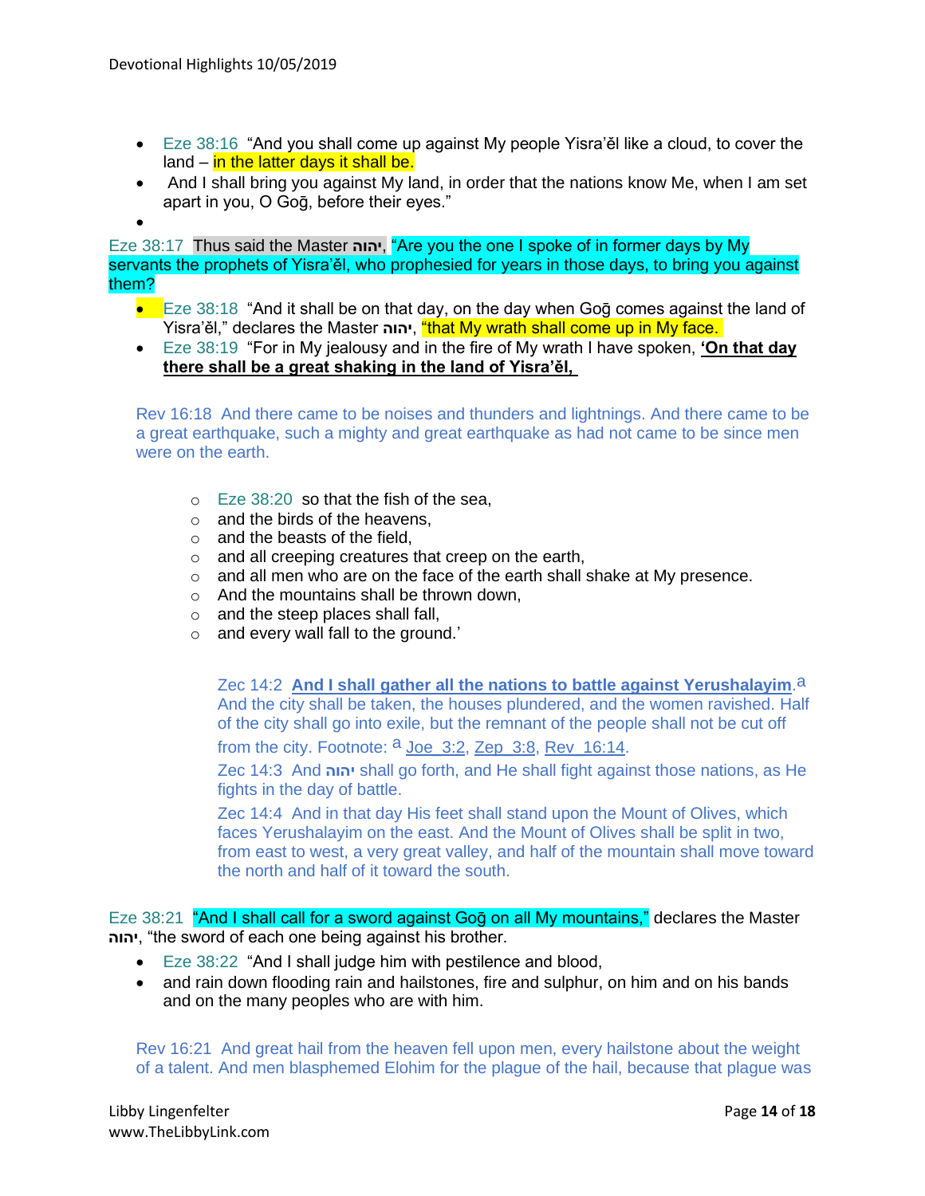- Eze 38:16 "And you shall come up against My people Yisra'ěl like a cloud, to cover the land – in the latter days it shall be.
- And I shall bring you against My land, in order that the nations know Me, when I am set apart in you, O Goḡ, before their eyes."
- 

Eze 38:17 Thus said the Master יהוה, "Are you the one I spoke of in former days by My servants the prophets of Yisra'ěl, who prophesied for years in those days, to bring you against them?

- Eze 38:18 "And it shall be on that day, on the day when Goḡ comes against the land of Yisra'ěl," declares the Master יהוה, "that My wrath shall come up in My face.
- Eze 38:19 "For in My jealousy and in the fire of My wrath I have spoken, **'On that day there shall be a great shaking in the land of Yisra'ěl,**

Rev 16:18 And there came to be noises and thunders and lightnings. And there came to be a great earthquake, such a mighty and great earthquake as had not came to be since men were on the earth.

- Eze 38:20 so that the fish of the sea,
- and the birds of the heavens,
- and the beasts of the field,
- and all creeping creatures that creep on the earth,
- and all men who are on the face of the earth shall shake at My presence.
- And the mountains shall be thrown down,
- and the steep places shall fall,
- and every wall fall to the ground.'

Zec 14:2 **And I shall gather all the nations to battle against Yerushalayim**.[a] And the city shall be taken, the houses plundered, and the women ravished. Half of the city shall go into exile, but the remnant of the people shall not be cut off from the city. Footnote: [a] Joe 3:2, Zep 3:8, Rev 16:14.

Zec 14:3 And יהוה shall go forth, and He shall fight against those nations, as He fights in the day of battle.

Zec 14:4 And in that day His feet shall stand upon the Mount of Olives, which faces Yerushalayim on the east. And the Mount of Olives shall be split in two, from east to west, a very great valley, and half of the mountain shall move toward the north and half of it toward the south.

Eze 38:21 "And I shall call for a sword against Goḡ on all My mountains," declares the Master יהוה, "the sword of each one being against his brother.

- Eze 38:22 "And I shall judge him with pestilence and blood,
- and rain down flooding rain and hailstones, fire and sulphur, on him and on his bands and on the many peoples who are with him.

Rev 16:21 And great hail from the heaven fell upon men, every hailstone about the weight of a talent. And men blasphemed Elohim for the plague of the hail, because that plague was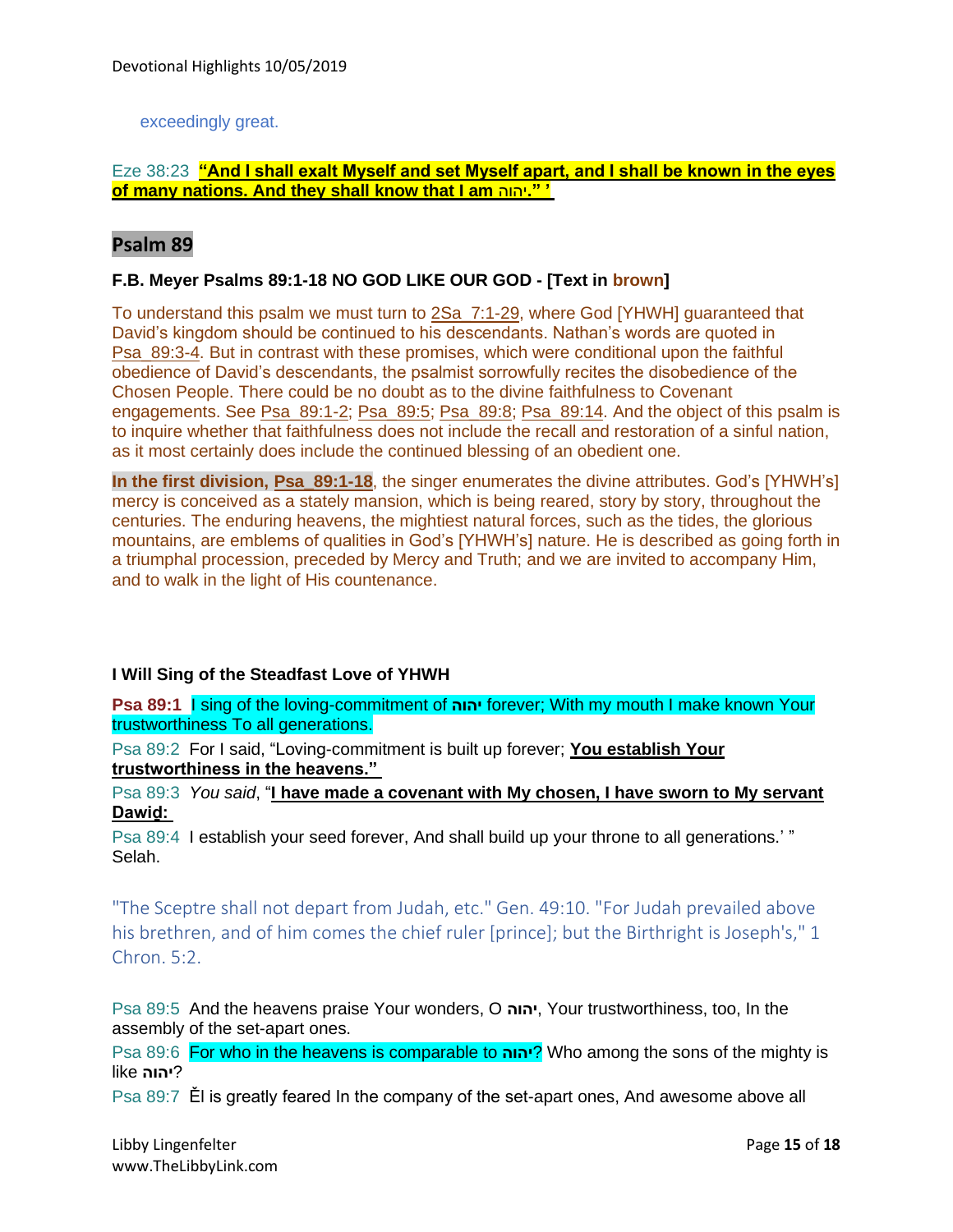exceedingly great.

Eze 38:23 **“And I shall exalt Myself and set Myself apart, and I shall be known in the eyes of many nations. And they shall know that I am יהוה.” ’**

## Psalm 89

**F.B. Meyer Psalms 89:1-18 NO GOD LIKE OUR GOD - [Text in brown]**

To understand this psalm we must turn to 2Sa_7:1-29, where God [YHWH] guaranteed that David’s kingdom should be continued to his descendants. Nathan’s words are quoted in Psa_89:3-4. But in contrast with these promises, which were conditional upon the faithful obedience of David’s descendants, the psalmist sorrowfully recites the disobedience of the Chosen People. There could be no doubt as to the divine faithfulness to Covenant engagements. See Psa_89:1-2; Psa_89:5; Psa_89:8; Psa_89:14. And the object of this psalm is to inquire whether that faithfulness does not include the recall and restoration of a sinful nation, as it most certainly does include the continued blessing of an obedient one.

**In the first division, Psa_89:1-18**, the singer enumerates the divine attributes. God’s [YHWH’s] mercy is conceived as a stately mansion, which is being reared, story by story, throughout the centuries. The enduring heavens, the mightiest natural forces, such as the tides, the glorious mountains, are emblems of qualities in God’s [YHWH’s] nature. He is described as going forth in a triumphal procession, preceded by Mercy and Truth; and we are invited to accompany Him, and to walk in the light of His countenance.

**I Will Sing of the Steadfast Love of YHWH**

**Psa 89:1** I sing of the loving-commitment of **יהוה** forever; With my mouth I make known Your trustworthiness To all generations.

Psa 89:2 For I said, “Loving-commitment is built up forever; **You establish Your trustworthiness in the heavens.”**

Psa 89:3 *You said*, “**I have made a covenant with My chosen, I have sworn to My servant Dawiḏ:**

Psa 89:4 I establish your seed forever, And shall build up your throne to all generations.’ ” Selah.

"The Sceptre shall not depart from Judah, etc." Gen. 49:10. "For Judah prevailed above his brethren, and of him comes the chief ruler [prince]; but the Birthright is Joseph's," 1 Chron. 5:2.

Psa 89:5 And the heavens praise Your wonders, O **יהוה**, Your trustworthiness, too, In the assembly of the set-apart ones.

Psa 89:6 For who in the heavens is comparable to **יהוה**? Who among the sons of the mighty is like **יהוה**?

Psa 89:7 Ěl is greatly feared In the company of the set-apart ones, And awesome above all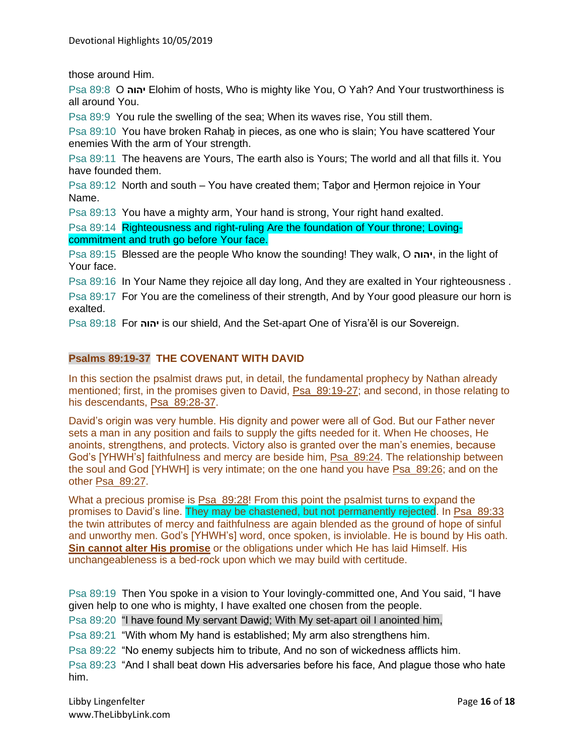those around Him.

Psa 89:8  O יהוה Elohim of hosts, Who is mighty like You, O Yah? And Your trustworthiness is all around You.

Psa 89:9  You rule the swelling of the sea; When its waves rise, You still them.

Psa 89:10  You have broken Rahaḇ in pieces, as one who is slain; You have scattered Your enemies With the arm of Your strength.

Psa 89:11  The heavens are Yours, The earth also is Yours; The world and all that fills it. You have founded them.

Psa 89:12  North and south – You have created them; Taḇor and Ḥermon rejoice in Your Name.

Psa 89:13  You have a mighty arm, Your hand is strong, Your right hand exalted.

Psa 89:14  Righteousness and right-ruling Are the foundation of Your throne; Loving-commitment and truth go before Your face.

Psa 89:15  Blessed are the people Who know the sounding! They walk, O יהוה, in the light of Your face.

Psa 89:16  In Your Name they rejoice all day long, And they are exalted in Your righteousness .

Psa 89:17  For You are the comeliness of their strength, And by Your good pleasure our horn is exalted.

Psa 89:18  For יהוה is our shield, And the Set-apart One of Yisra'ĕl is our Sovereign.

## Psalms 89:19-37  THE COVENANT WITH DAVID

In this section the psalmist draws put, in detail, the fundamental prophecy by Nathan already mentioned; first, in the promises given to David, Psa_89:19-27; and second, in those relating to his descendants, Psa_89:28-37.

David's origin was very humble. His dignity and power were all of God. But our Father never sets a man in any position and fails to supply the gifts needed for it. When He chooses, He anoints, strengthens, and protects. Victory also is granted over the man's enemies, because God's [YHWH's] faithfulness and mercy are beside him, Psa_89:24. The relationship between the soul and God [YHWH] is very intimate; on the one hand you have Psa_89:26; and on the other Psa_89:27.

What a precious promise is Psa_89:28! From this point the psalmist turns to expand the promises to David's line. They may be chastened, but not permanently rejected. In Psa_89:33 the twin attributes of mercy and faithfulness are again blended as the ground of hope of sinful and unworthy men. God's [YHWH's] word, once spoken, is inviolable. He is bound by His oath. **Sin cannot alter His promise** or the obligations under which He has laid Himself. His unchangeableness is a bed-rock upon which we may build with certitude.

Psa 89:19  Then You spoke in a vision to Your lovingly-committed one, And You said, "I have given help to one who is mighty, I have exalted one chosen from the people.

Psa 89:20  "I have found My servant Dawiḏ; With My set-apart oil I anointed him,

Psa 89:21  "With whom My hand is established; My arm also strengthens him.

Psa 89:22  "No enemy subjects him to tribute, And no son of wickedness afflicts him.

Psa 89:23  "And I shall beat down His adversaries before his face, And plague those who hate him.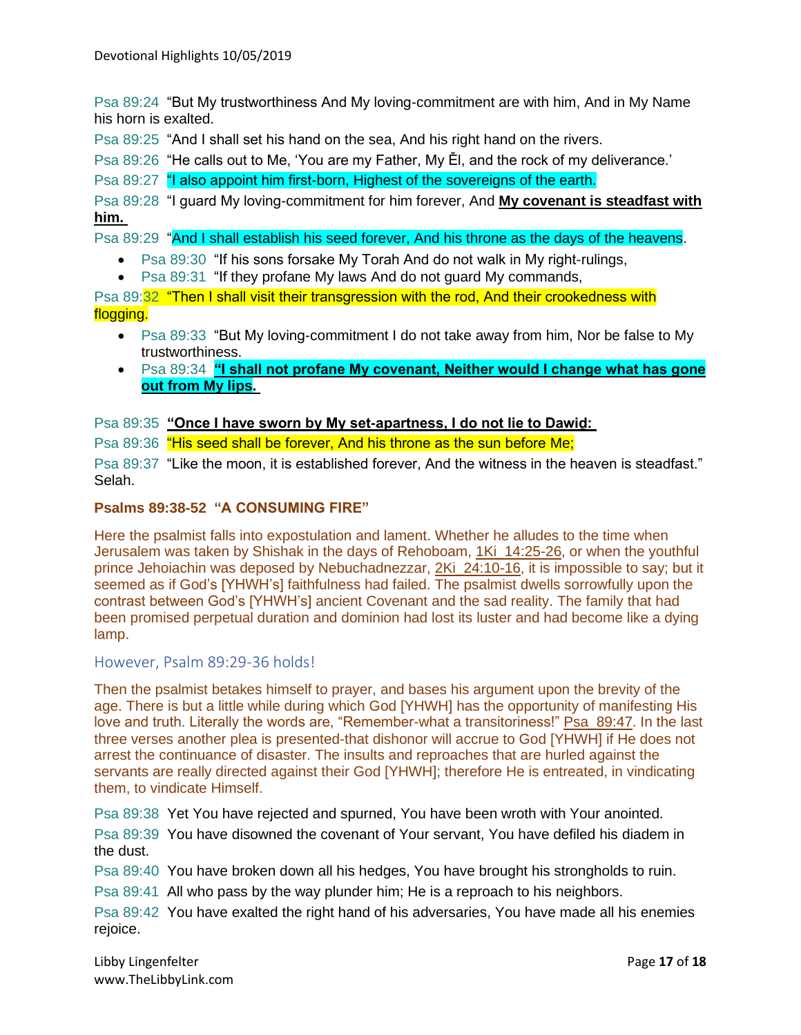Psa 89:24 "But My trustworthiness And My loving-commitment are with him, And in My Name his horn is exalted.

Psa 89:25 "And I shall set his hand on the sea, And his right hand on the rivers.

Psa 89:26 "He calls out to Me, 'You are my Father, My Ěl, and the rock of my deliverance.'

Psa 89:27 "I also appoint him first-born, Highest of the sovereigns of the earth.

Psa 89:28 "I guard My loving-commitment for him forever, And **My covenant is steadfast with him.**

Psa 89:29 "And I shall establish his seed forever, And his throne as the days of the heavens.

- Psa 89:30 "If his sons forsake My Torah And do not walk in My right-rulings,
- Psa 89:31 "If they profane My laws And do not guard My commands,

Psa 89:32 "Then I shall visit their transgression with the rod, And their crookedness with flogging.

- Psa 89:33 "But My loving-commitment I do not take away from him, Nor be false to My trustworthiness.
- Psa 89:34 **"I shall not profane My covenant, Neither would I change what has gone out from My lips.**

Psa 89:35 **"Once I have sworn by My set-apartness, I do not lie to Dawiḏ:**

Psa 89:36 "His seed shall be forever, And his throne as the sun before Me;

Psa 89:37 "Like the moon, it is established forever, And the witness in the heaven is steadfast." Selah.

### Psalms 89:38-52 "A CONSUMING FIRE"

Here the psalmist falls into expostulation and lament. Whether he alludes to the time when Jerusalem was taken by Shishak in the days of Rehoboam, 1Ki 14:25-26, or when the youthful prince Jehoiachin was deposed by Nebuchadnezzar, 2Ki 24:10-16, it is impossible to say; but it seemed as if God's [YHWH's] faithfulness had failed. The psalmist dwells sorrowfully upon the contrast between God's [YHWH's] ancient Covenant and the sad reality. The family that had been promised perpetual duration and dominion had lost its luster and had become like a dying lamp.

However, Psalm 89:29-36 holds!

Then the psalmist betakes himself to prayer, and bases his argument upon the brevity of the age. There is but a little while during which God [YHWH] has the opportunity of manifesting His love and truth. Literally the words are, "Remember-what a transitoriness!" Psa 89:47. In the last three verses another plea is presented-that dishonor will accrue to God [YHWH] if He does not arrest the continuance of disaster. The insults and reproaches that are hurled against the servants are really directed against their God [YHWH]; therefore He is entreated, in vindicating them, to vindicate Himself.

Psa 89:38 Yet You have rejected and spurned, You have been wroth with Your anointed.

Psa 89:39 You have disowned the covenant of Your servant, You have defiled his diadem in the dust.

Psa 89:40 You have broken down all his hedges, You have brought his strongholds to ruin.

Psa 89:41 All who pass by the way plunder him; He is a reproach to his neighbors.

Psa 89:42 You have exalted the right hand of his adversaries, You have made all his enemies rejoice.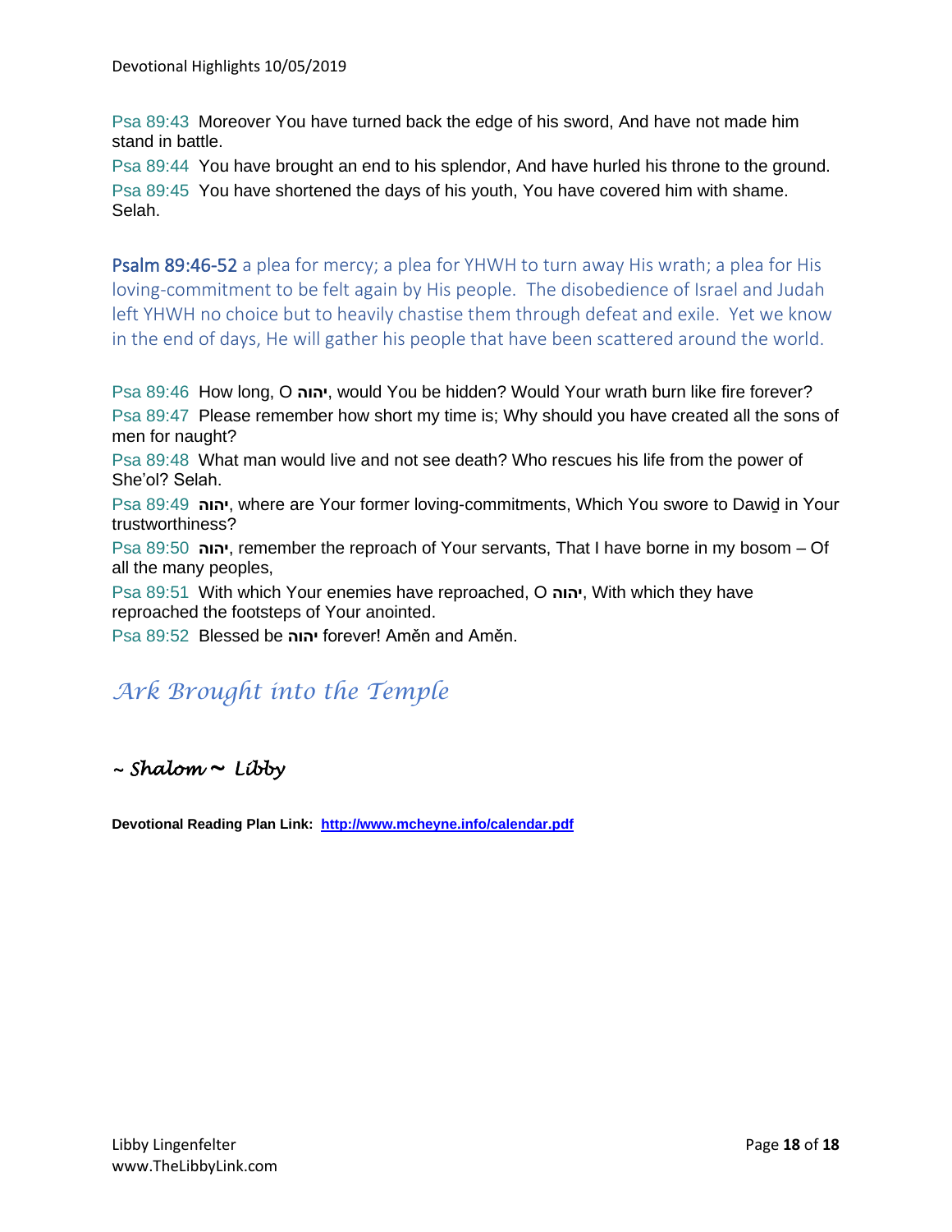Psa 89:43 Moreover You have turned back the edge of his sword, And have not made him stand in battle.

Psa 89:44 You have brought an end to his splendor, And have hurled his throne to the ground.

Psa 89:45 You have shortened the days of his youth, You have covered him with shame. Selah.

**Psalm 89:46-52** a plea for mercy; a plea for YHWH to turn away His wrath; a plea for His loving-commitment to be felt again by His people. The disobedience of Israel and Judah left YHWH no choice but to heavily chastise them through defeat and exile. Yet we know in the end of days, He will gather his people that have been scattered around the world.

Psa 89:46 How long, O **יהוה**, would You be hidden? Would Your wrath burn like fire forever?

Psa 89:47 Please remember how short my time is; Why should you have created all the sons of men for naught?

Psa 89:48 What man would live and not see death? Who rescues his life from the power of She'ol? Selah.

Psa 89:49 **יהוה**, where are Your former loving-commitments, Which You swore to Dawiḏ in Your trustworthiness?

Psa 89:50 **יהוה**, remember the reproach of Your servants, That I have borne in my bosom – Of all the many peoples,

Psa 89:51 With which Your enemies have reproached, O **יהוה**, With which they have reproached the footsteps of Your anointed.

Psa 89:52 Blessed be **יהוה** forever! Aměn and Aměn.

## *Ark Brought into the Temple*

*~ Shalom ~ Libby*

**Devotional Reading Plan Link: [http://www.mcheyne.info/calendar.pdf](http://www.mcheyne.info/calendar.pdf)**